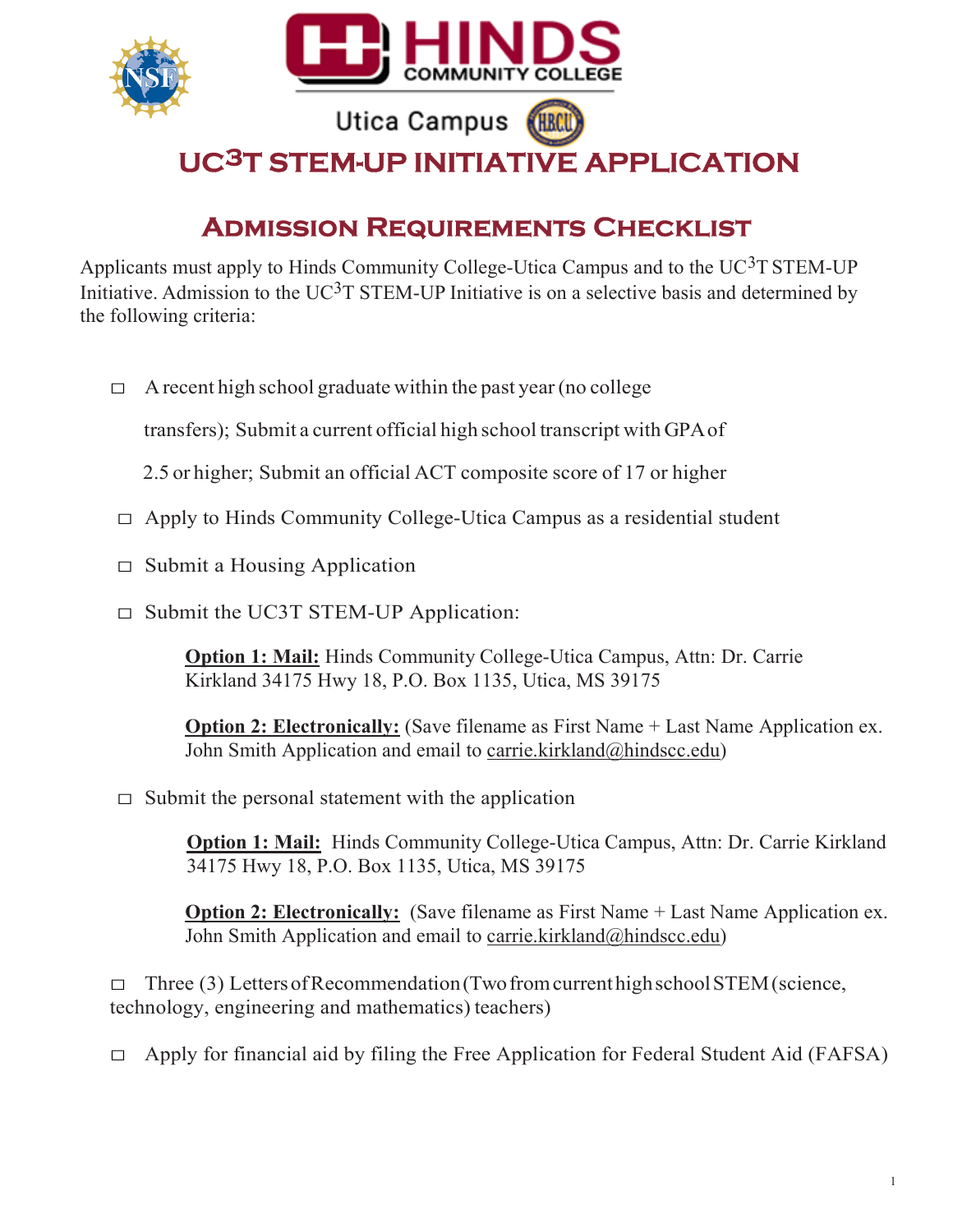HINDS COMMUNITY COLLEGE

Utica Campus

# UC$^3$T STEM-UP INITIATIVE APPLICATION

## Admission Requirements Checklist

Applicants must apply to Hinds Community College-Utica Campus and to the UC$^3$T STEM-UP Initiative. Admission to the UC$^3$T STEM-UP Initiative is on a selective basis and determined by the following criteria:

- □ A recent high school graduate within the past year (no college transfers); Submit a current official high school transcript with GPA of 2.5 or higher; Submit an official ACT composite score of 17 or higher
- □ Apply to Hinds Community College-Utica Campus as a residential student
- □ Submit a Housing Application
- □ Submit the UC3T STEM-UP Application:

  **Option 1: Mail:** Hinds Community College-Utica Campus, Attn: Dr. Carrie Kirkland 34175 Hwy 18, P.O. Box 1135, Utica, MS 39175

  **Option 2: Electronically:** (Save filename as First Name + Last Name Application ex. John Smith Application and email to carrie.kirkland@hindscc.edu)

- □ Submit the personal statement with the application

  **Option 1: Mail:** Hinds Community College-Utica Campus, Attn: Dr. Carrie Kirkland 34175 Hwy 18, P.O. Box 1135, Utica, MS 39175

  **Option 2: Electronically:** (Save filename as First Name + Last Name Application ex. John Smith Application and email to carrie.kirkland@hindscc.edu)

- □ Three (3) Letters of Recommendation (Two from current high school STEM (science, technology, engineering and mathematics) teachers)
- □ Apply for financial aid by filing the Free Application for Federal Student Aid (FAFSA)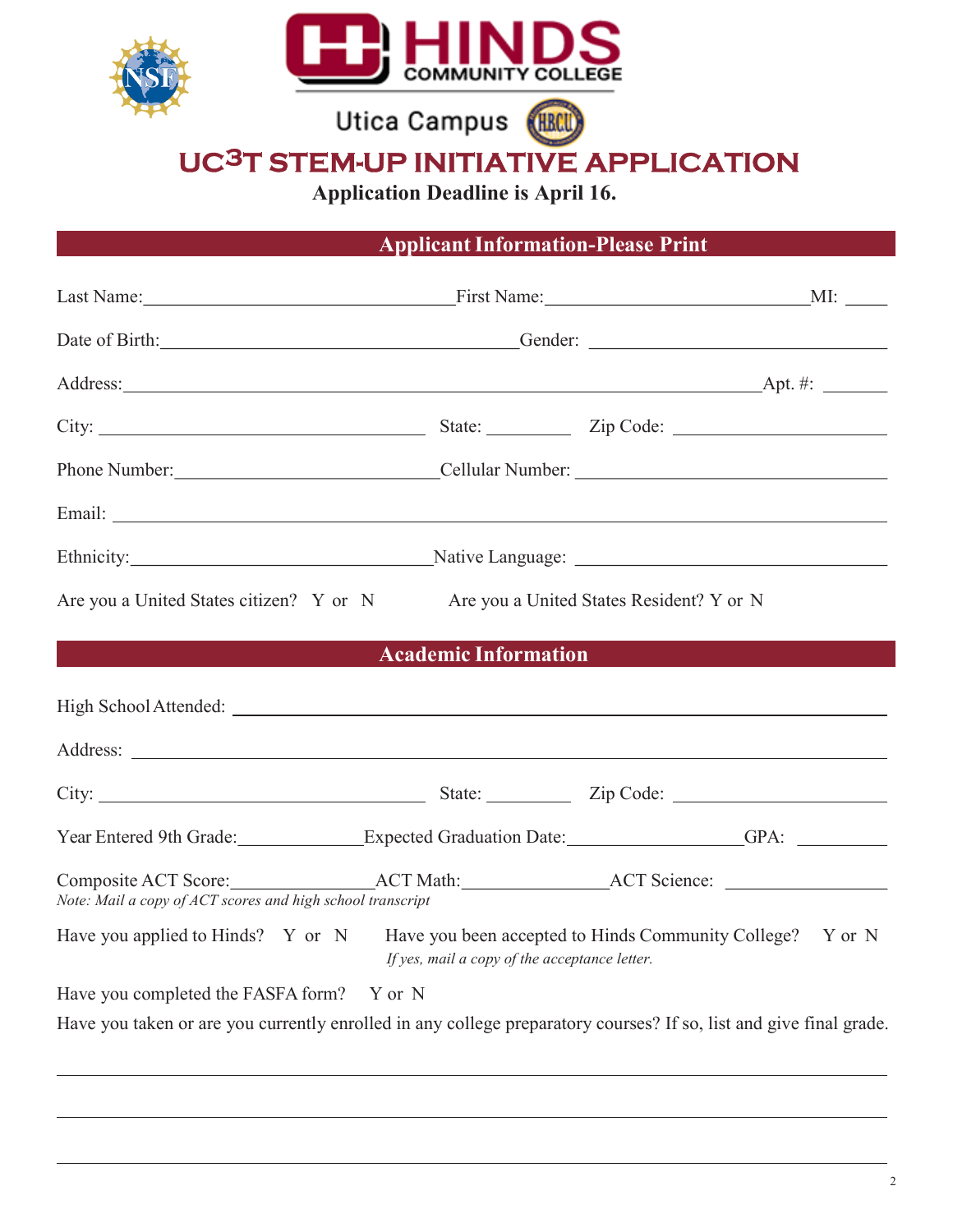Hinds Community College

Utica Campus

# UC³T STEM-UP INITIATIVE APPLICATION

**Application Deadline is April 16.**

## Applicant Information-Please Print

Last Name:________________________________First Name:____________________________MI: ____

Date of Birth:_____________________________________Gender: _______________________________

Address:_____________________________________________________________________Apt. #: _______

City: __________________________________ State: _________ Zip Code: _______________________

Phone Number:____________________________Cellular Number: ______________________________

Email: ________________________________________________________________________________

Ethnicity:_______________________________Native Language: ______________________________

Are you a United States citizen? Y or N Are you a United States Resident? Y or N

## Academic Information

High School Attended: ___________________________________________________________________

Address: _______________________________________________________________________________

City: __________________________________ State: _________ Zip Code: _______________________

Year Entered 9th Grade:_____________Expected Graduation Date:___________________GPA: _________

Composite ACT Score:_______________ACT Math:_______________ACT Science: _________________

*Note: Mail a copy of ACT scores and high school transcript*

Have you applied to Hinds? Y or N Have you been accepted to Hinds Community College? Y or N
*If yes, mail a copy of the acceptance letter.*

Have you completed the FASFA form? Y or N

Have you taken or are you currently enrolled in any college preparatory courses? If so, list and give final grade.

_______________________________________________________________________________________

_______________________________________________________________________________________

_______________________________________________________________________________________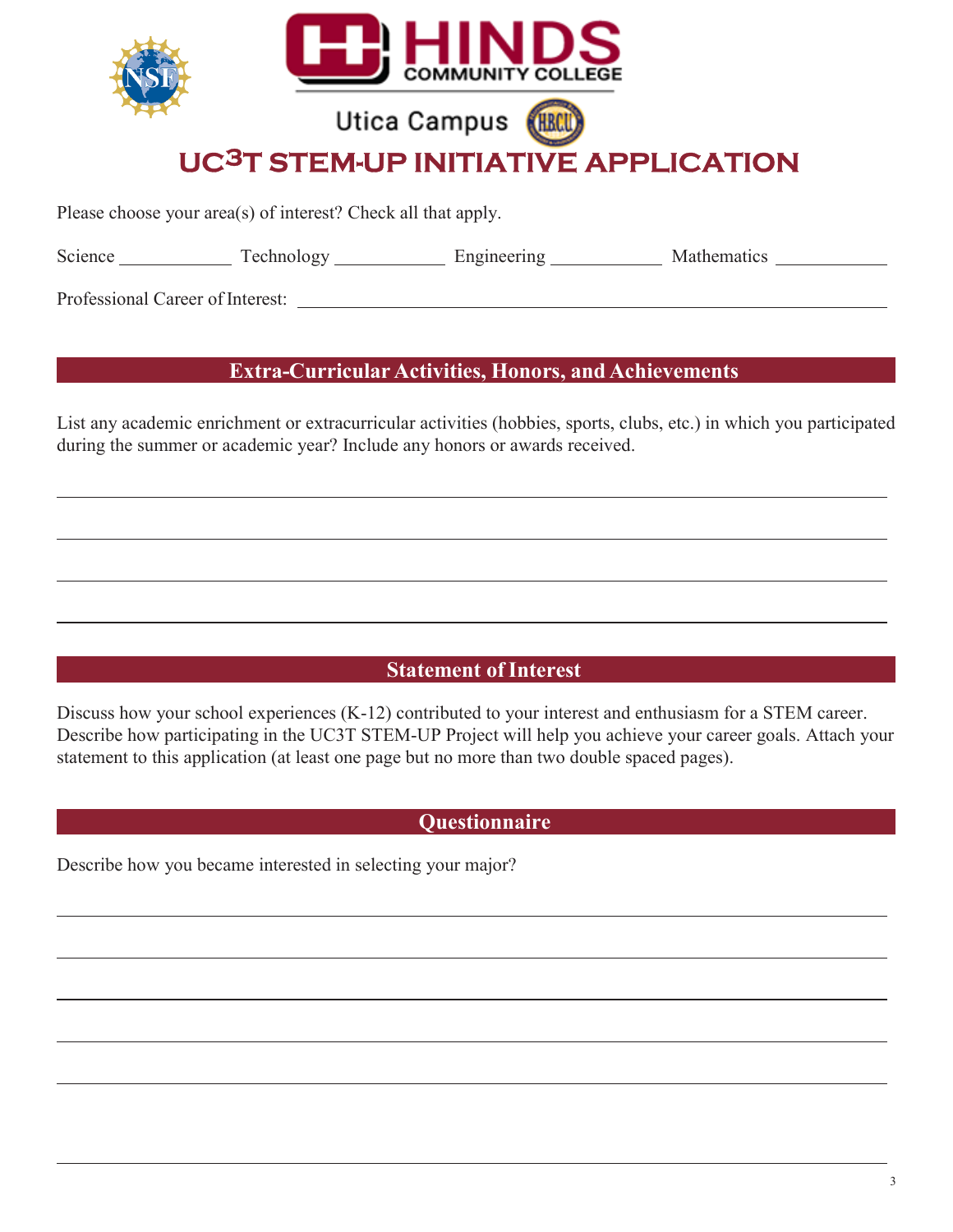HINDS COMMUNITY COLLEGE

Utica Campus

# UC3T STEM-UP INITIATIVE APPLICATION

Please choose your area(s) of interest? Check all that apply.

Science ____________ Technology ____________ Engineering ____________ Mathematics ____________

Professional Career of Interest: ______________________________________________________________

## Extra-Curricular Activities, Honors, and Achievements

List any academic enrichment or extracurricular activities (hobbies, sports, clubs, etc.) in which you participated during the summer or academic year? Include any honors or awards received.

______________________________________________________________________________________

______________________________________________________________________________________

______________________________________________________________________________________

______________________________________________________________________________________

## Statement of Interest

Discuss how your school experiences (K-12) contributed to your interest and enthusiasm for a STEM career. Describe how participating in the UC3T STEM-UP Project will help you achieve your career goals. Attach your statement to this application (at least one page but no more than two double spaced pages).

## Questionnaire

Describe how you became interested in selecting your major?

______________________________________________________________________________________

______________________________________________________________________________________

______________________________________________________________________________________

______________________________________________________________________________________

______________________________________________________________________________________

______________________________________________________________________________________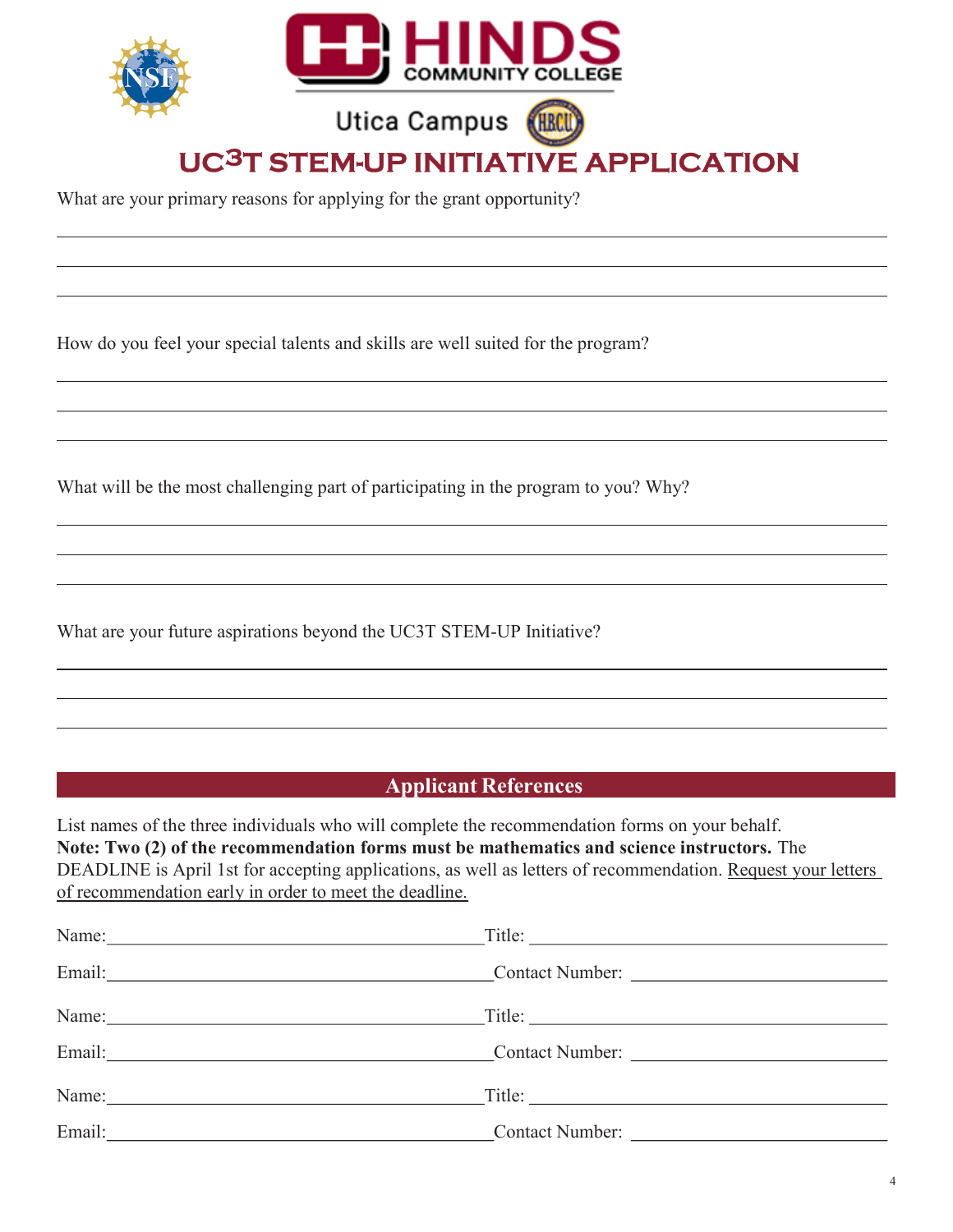Hinds Community College

Utica Campus

# UC$^3$T STEM-UP INITIATIVE APPLICATION

What are your primary reasons for applying for the grant opportunity?

\_\_\_\_\_\_\_\_\_\_\_\_\_\_\_\_\_\_\_\_\_\_\_\_\_\_\_\_\_\_\_\_\_\_\_\_\_\_\_\_\_\_\_\_\_\_\_\_\_\_\_\_\_\_\_\_\_\_\_\_\_\_\_\_\_\_\_\_\_\_\_\_

\_\_\_\_\_\_\_\_\_\_\_\_\_\_\_\_\_\_\_\_\_\_\_\_\_\_\_\_\_\_\_\_\_\_\_\_\_\_\_\_\_\_\_\_\_\_\_\_\_\_\_\_\_\_\_\_\_\_\_\_\_\_\_\_\_\_\_\_\_\_\_\_

\_\_\_\_\_\_\_\_\_\_\_\_\_\_\_\_\_\_\_\_\_\_\_\_\_\_\_\_\_\_\_\_\_\_\_\_\_\_\_\_\_\_\_\_\_\_\_\_\_\_\_\_\_\_\_\_\_\_\_\_\_\_\_\_\_\_\_\_\_\_\_\_

How do you feel your special talents and skills are well suited for the program?

\_\_\_\_\_\_\_\_\_\_\_\_\_\_\_\_\_\_\_\_\_\_\_\_\_\_\_\_\_\_\_\_\_\_\_\_\_\_\_\_\_\_\_\_\_\_\_\_\_\_\_\_\_\_\_\_\_\_\_\_\_\_\_\_\_\_\_\_\_\_\_\_

\_\_\_\_\_\_\_\_\_\_\_\_\_\_\_\_\_\_\_\_\_\_\_\_\_\_\_\_\_\_\_\_\_\_\_\_\_\_\_\_\_\_\_\_\_\_\_\_\_\_\_\_\_\_\_\_\_\_\_\_\_\_\_\_\_\_\_\_\_\_\_\_

\_\_\_\_\_\_\_\_\_\_\_\_\_\_\_\_\_\_\_\_\_\_\_\_\_\_\_\_\_\_\_\_\_\_\_\_\_\_\_\_\_\_\_\_\_\_\_\_\_\_\_\_\_\_\_\_\_\_\_\_\_\_\_\_\_\_\_\_\_\_\_\_

What will be the most challenging part of participating in the program to you? Why?

\_\_\_\_\_\_\_\_\_\_\_\_\_\_\_\_\_\_\_\_\_\_\_\_\_\_\_\_\_\_\_\_\_\_\_\_\_\_\_\_\_\_\_\_\_\_\_\_\_\_\_\_\_\_\_\_\_\_\_\_\_\_\_\_\_\_\_\_\_\_\_\_

\_\_\_\_\_\_\_\_\_\_\_\_\_\_\_\_\_\_\_\_\_\_\_\_\_\_\_\_\_\_\_\_\_\_\_\_\_\_\_\_\_\_\_\_\_\_\_\_\_\_\_\_\_\_\_\_\_\_\_\_\_\_\_\_\_\_\_\_\_\_\_\_

\_\_\_\_\_\_\_\_\_\_\_\_\_\_\_\_\_\_\_\_\_\_\_\_\_\_\_\_\_\_\_\_\_\_\_\_\_\_\_\_\_\_\_\_\_\_\_\_\_\_\_\_\_\_\_\_\_\_\_\_\_\_\_\_\_\_\_\_\_\_\_\_

What are your future aspirations beyond the UC3T STEM-UP Initiative?

\_\_\_\_\_\_\_\_\_\_\_\_\_\_\_\_\_\_\_\_\_\_\_\_\_\_\_\_\_\_\_\_\_\_\_\_\_\_\_\_\_\_\_\_\_\_\_\_\_\_\_\_\_\_\_\_\_\_\_\_\_\_\_\_\_\_\_\_\_\_\_\_

\_\_\_\_\_\_\_\_\_\_\_\_\_\_\_\_\_\_\_\_\_\_\_\_\_\_\_\_\_\_\_\_\_\_\_\_\_\_\_\_\_\_\_\_\_\_\_\_\_\_\_\_\_\_\_\_\_\_\_\_\_\_\_\_\_\_\_\_\_\_\_\_

\_\_\_\_\_\_\_\_\_\_\_\_\_\_\_\_\_\_\_\_\_\_\_\_\_\_\_\_\_\_\_\_\_\_\_\_\_\_\_\_\_\_\_\_\_\_\_\_\_\_\_\_\_\_\_\_\_\_\_\_\_\_\_\_\_\_\_\_\_\_\_\_

## Applicant References

List names of the three individuals who will complete the recommendation forms on your behalf. **Note: Two (2) of the recommendation forms must be mathematics and science instructors.** The DEADLINE is April 1st for accepting applications, as well as letters of recommendation. Request your letters of recommendation early in order to meet the deadline.

Name:\_\_\_\_\_\_\_\_\_\_\_\_\_\_\_\_\_\_\_\_\_\_\_\_\_\_\_\_\_\_\_\_\_\_ Title: \_\_\_\_\_\_\_\_\_\_\_\_\_\_\_\_\_\_\_\_\_\_\_\_\_\_\_\_\_\_

Email:\_\_\_\_\_\_\_\_\_\_\_\_\_\_\_\_\_\_\_\_\_\_\_\_\_\_\_\_\_\_\_\_\_\_ Contact Number: \_\_\_\_\_\_\_\_\_\_\_\_\_\_\_\_\_\_\_\_\_\_\_\_

Name:\_\_\_\_\_\_\_\_\_\_\_\_\_\_\_\_\_\_\_\_\_\_\_\_\_\_\_\_\_\_\_\_\_\_ Title: \_\_\_\_\_\_\_\_\_\_\_\_\_\_\_\_\_\_\_\_\_\_\_\_\_\_\_\_\_\_

Email:\_\_\_\_\_\_\_\_\_\_\_\_\_\_\_\_\_\_\_\_\_\_\_\_\_\_\_\_\_\_\_\_\_\_ Contact Number: \_\_\_\_\_\_\_\_\_\_\_\_\_\_\_\_\_\_\_\_\_\_\_\_

Name:\_\_\_\_\_\_\_\_\_\_\_\_\_\_\_\_\_\_\_\_\_\_\_\_\_\_\_\_\_\_\_\_\_\_ Title: \_\_\_\_\_\_\_\_\_\_\_\_\_\_\_\_\_\_\_\_\_\_\_\_\_\_\_\_\_\_

Email:\_\_\_\_\_\_\_\_\_\_\_\_\_\_\_\_\_\_\_\_\_\_\_\_\_\_\_\_\_\_\_\_\_\_ Contact Number: \_\_\_\_\_\_\_\_\_\_\_\_\_\_\_\_\_\_\_\_\_\_\_\_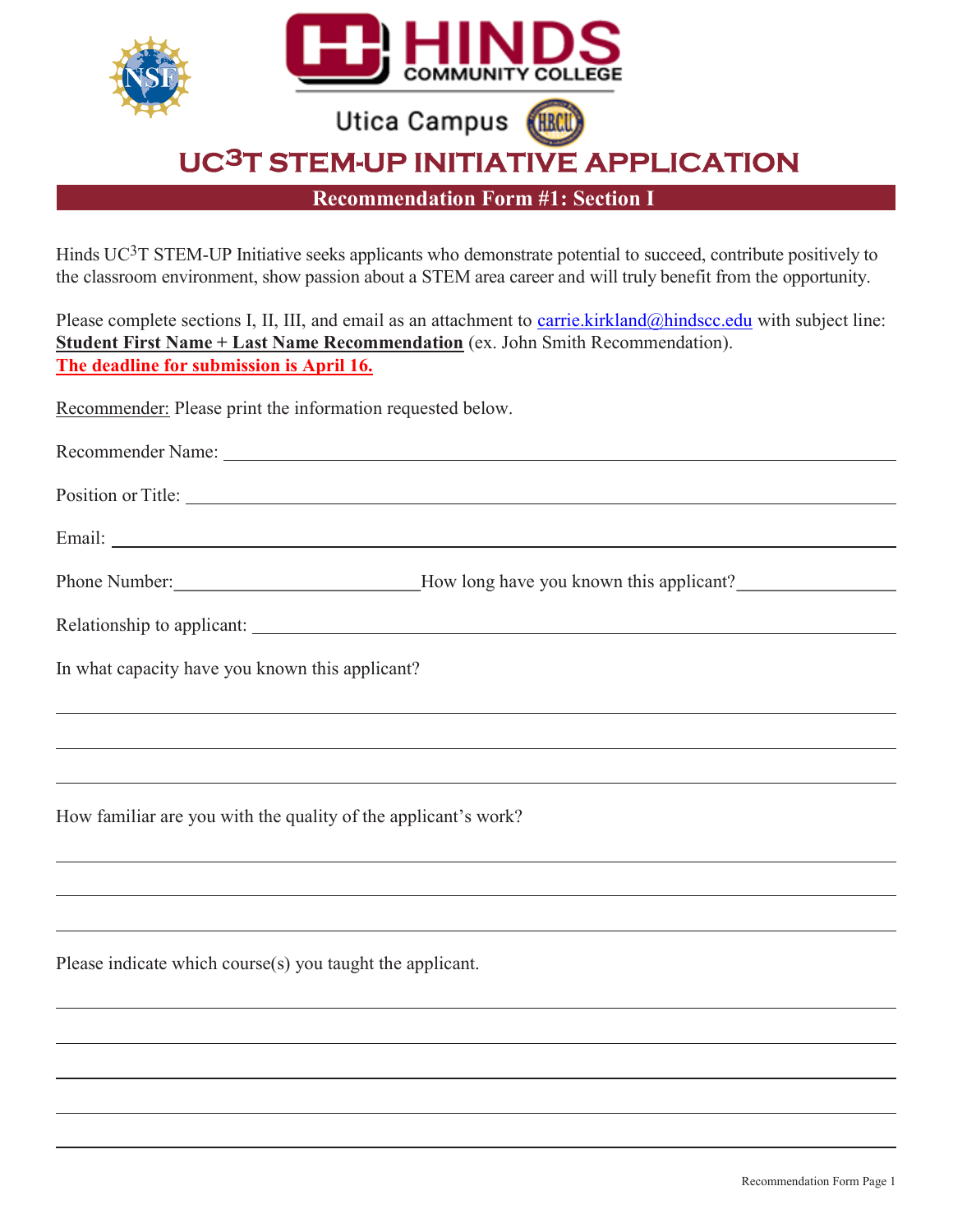Hinds Community College

Utica Campus

# UC³T STEM-UP INITIATIVE APPLICATION

## Recommendation Form #1: Section I

Hinds UC³T STEM-UP Initiative seeks applicants who demonstrate potential to succeed, contribute positively to the classroom environment, show passion about a STEM area career and will truly benefit from the opportunity.

Please complete sections I, II, III, and email as an attachment to carrie.kirkland@hindscc.edu with subject line: **Student First Name + Last Name Recommendation** (ex. John Smith Recommendation).
**The deadline for submission is April 16.**

Recommender: Please print the information requested below.

Recommender Name: ______________________________________________

Position or Title: ______________________________________________

Email: ______________________________________________

Phone Number: ____________________ How long have you known this applicant? ____________

Relationship to applicant: ______________________________________________

In what capacity have you known this applicant?

______________________________________________

______________________________________________

______________________________________________

How familiar are you with the quality of the applicant's work?

______________________________________________

______________________________________________

______________________________________________

Please indicate which course(s) you taught the applicant.

______________________________________________

______________________________________________

______________________________________________

______________________________________________

______________________________________________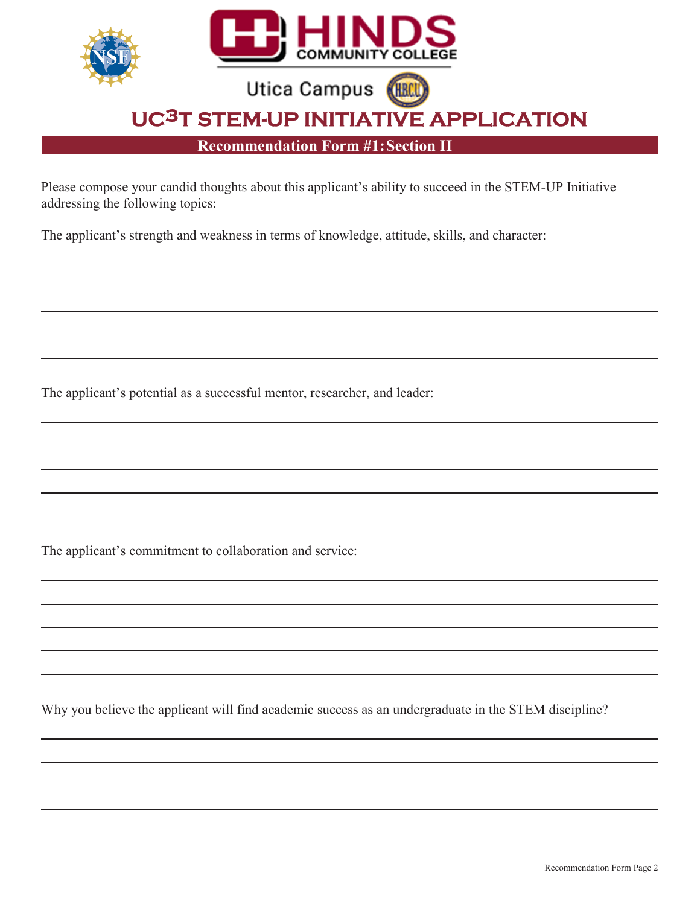Utica Campus

# UC3T STEM-UP INITIATIVE APPLICATION

## Recommendation Form #1: Section II

Please compose your candid thoughts about this applicant's ability to succeed in the STEM-UP Initiative addressing the following topics:

The applicant's strength and weakness in terms of knowledge, attitude, skills, and character:

_______________________________________________

_______________________________________________

_______________________________________________

_______________________________________________

_______________________________________________

The applicant's potential as a successful mentor, researcher, and leader:

_______________________________________________

_______________________________________________

_______________________________________________

_______________________________________________

_______________________________________________

The applicant's commitment to collaboration and service:

_______________________________________________

_______________________________________________

_______________________________________________

_______________________________________________

_______________________________________________

Why you believe the applicant will find academic success as an undergraduate in the STEM discipline?

_______________________________________________

_______________________________________________

_______________________________________________

_______________________________________________

_______________________________________________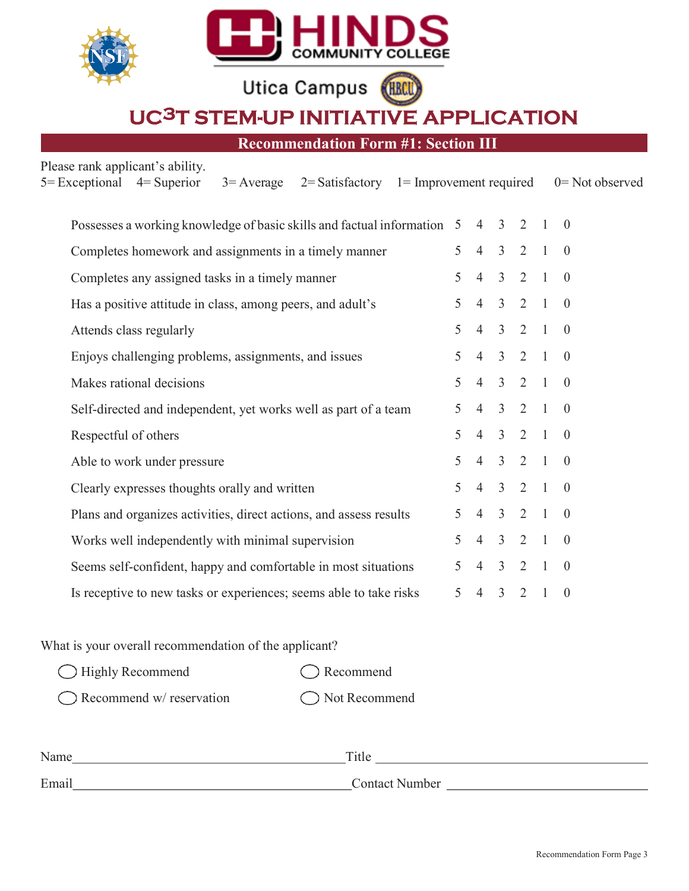Hinds Community College

Utica Campus

# UC3T STEM-UP INITIATIVE APPLICATION

## Recommendation Form #1: Section III

Please rank applicant's ability.
5= Exceptional 4= Superior 3= Average 2= Satisfactory 1= Improvement required 0= Not observed

| | | | | | | |
|---|---|---|---|---|---|---|
| Possesses a working knowledge of basic skills and factual information | 5 | 4 | 3 | 2 | 1 | 0 |
| Completes homework and assignments in a timely manner | 5 | 4 | 3 | 2 | 1 | 0 |
| Completes any assigned tasks in a timely manner | 5 | 4 | 3 | 2 | 1 | 0 |
| Has a positive attitude in class, among peers, and adult's | 5 | 4 | 3 | 2 | 1 | 0 |
| Attends class regularly | 5 | 4 | 3 | 2 | 1 | 0 |
| Enjoys challenging problems, assignments, and issues | 5 | 4 | 3 | 2 | 1 | 0 |
| Makes rational decisions | 5 | 4 | 3 | 2 | 1 | 0 |
| Self-directed and independent, yet works well as part of a team | 5 | 4 | 3 | 2 | 1 | 0 |
| Respectful of others | 5 | 4 | 3 | 2 | 1 | 0 |
| Able to work under pressure | 5 | 4 | 3 | 2 | 1 | 0 |
| Clearly expresses thoughts orally and written | 5 | 4 | 3 | 2 | 1 | 0 |
| Plans and organizes activities, direct actions, and assess results | 5 | 4 | 3 | 2 | 1 | 0 |
| Works well independently with minimal supervision | 5 | 4 | 3 | 2 | 1 | 0 |
| Seems self-confident, happy and comfortable in most situations | 5 | 4 | 3 | 2 | 1 | 0 |
| Is receptive to new tasks or experiences; seems able to take risks | 5 | 4 | 3 | 2 | 1 | 0 |

What is your overall recommendation of the applicant?

◯ Highly Recommend ◯ Recommend

◯ Recommend w/ reservation ◯ Not Recommend

Name\_\_\_\_\_\_\_\_\_\_\_\_\_\_\_\_\_\_\_\_\_\_\_\_\_\_\_\_\_\_ Title \_\_\_\_\_\_\_\_\_\_\_\_\_\_\_\_\_\_\_\_\_\_\_\_\_\_\_\_\_\_

Email\_\_\_\_\_\_\_\_\_\_\_\_\_\_\_\_\_\_\_\_\_\_\_\_\_\_\_\_\_\_ Contact Number \_\_\_\_\_\_\_\_\_\_\_\_\_\_\_\_\_\_\_\_\_\_\_\_

Recommendation Form Page 3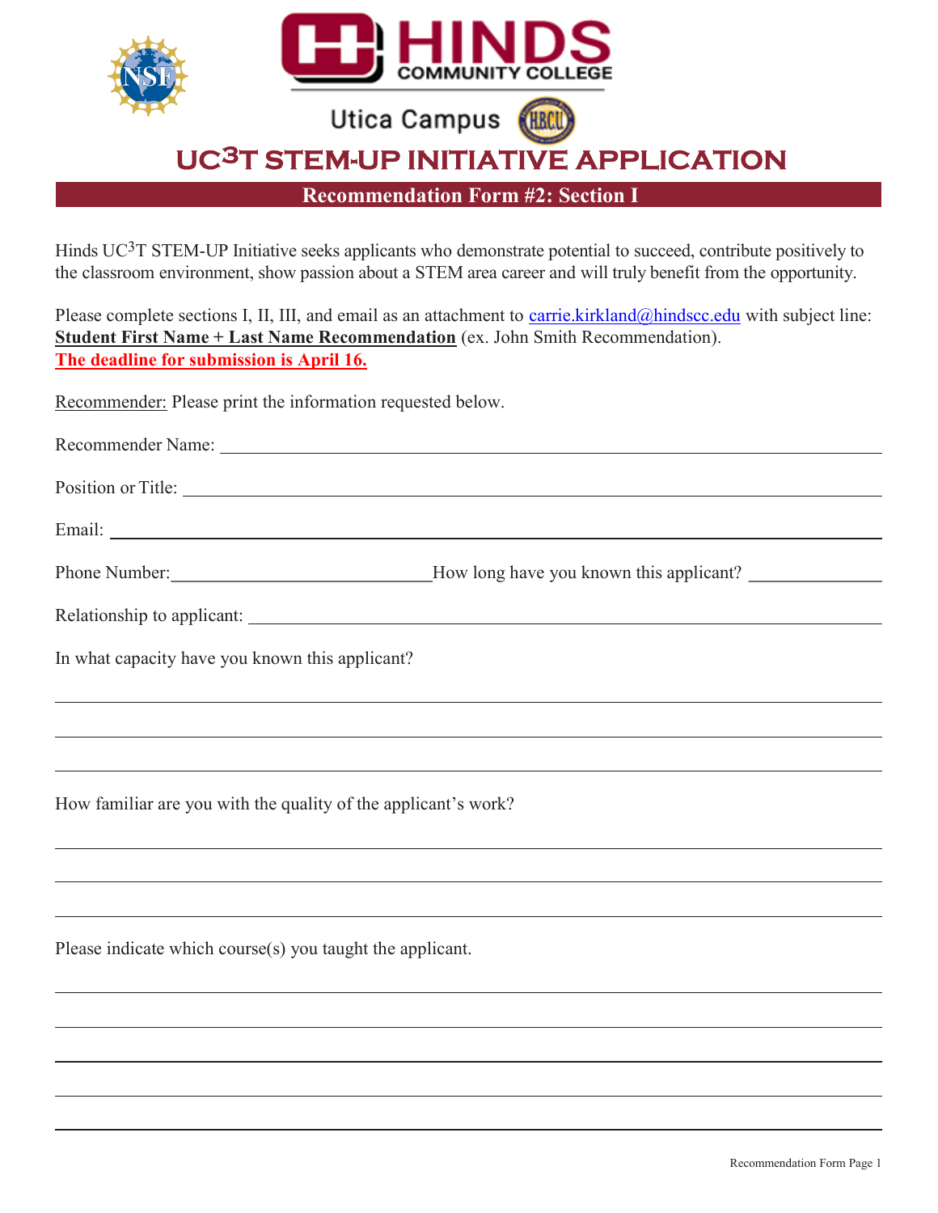Hinds Community College

Utica Campus

# UC³T STEM-UP INITIATIVE APPLICATION

## Recommendation Form #2: Section I

Hinds UC³T STEM-UP Initiative seeks applicants who demonstrate potential to succeed, contribute positively to the classroom environment, show passion about a STEM area career and will truly benefit from the opportunity.

Please complete sections I, II, III, and email as an attachment to carrie.kirkland@hindscc.edu with subject line: **Student First Name + Last Name Recommendation** (ex. John Smith Recommendation).
**The deadline for submission is April 16.**

Recommender: Please print the information requested below.

Recommender Name: ______________________________

Position or Title: ______________________________

Email: ______________________________

Phone Number: ______________________________ How long have you known this applicant? ______________

Relationship to applicant: ______________________________

In what capacity have you known this applicant?

______________________________

______________________________

______________________________

How familiar are you with the quality of the applicant's work?

______________________________

______________________________

______________________________

Please indicate which course(s) you taught the applicant.

______________________________

______________________________

______________________________

______________________________

______________________________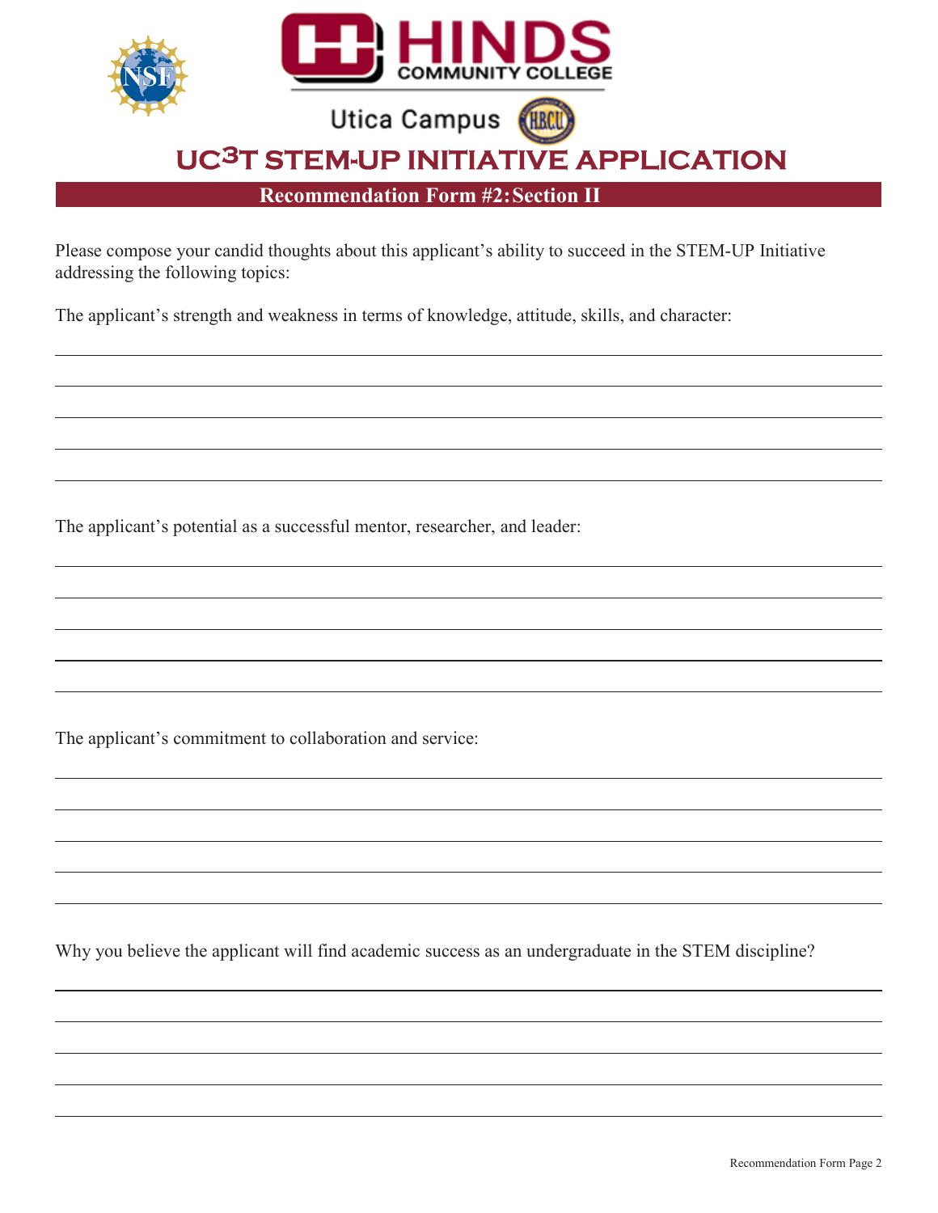Hinds Community College

Utica Campus

# UC³T STEM-UP INITIATIVE APPLICATION

## Recommendation Form #2: Section II

Please compose your candid thoughts about this applicant's ability to succeed in the STEM-UP Initiative addressing the following topics:

The applicant's strength and weakness in terms of knowledge, attitude, skills, and character:

_______________________________________________

_______________________________________________

_______________________________________________

_______________________________________________

_______________________________________________

The applicant's potential as a successful mentor, researcher, and leader:

_______________________________________________

_______________________________________________

_______________________________________________

_______________________________________________

_______________________________________________

The applicant's commitment to collaboration and service:

_______________________________________________

_______________________________________________

_______________________________________________

_______________________________________________

_______________________________________________

Why you believe the applicant will find academic success as an undergraduate in the STEM discipline?

_______________________________________________

_______________________________________________

_______________________________________________

_______________________________________________

_______________________________________________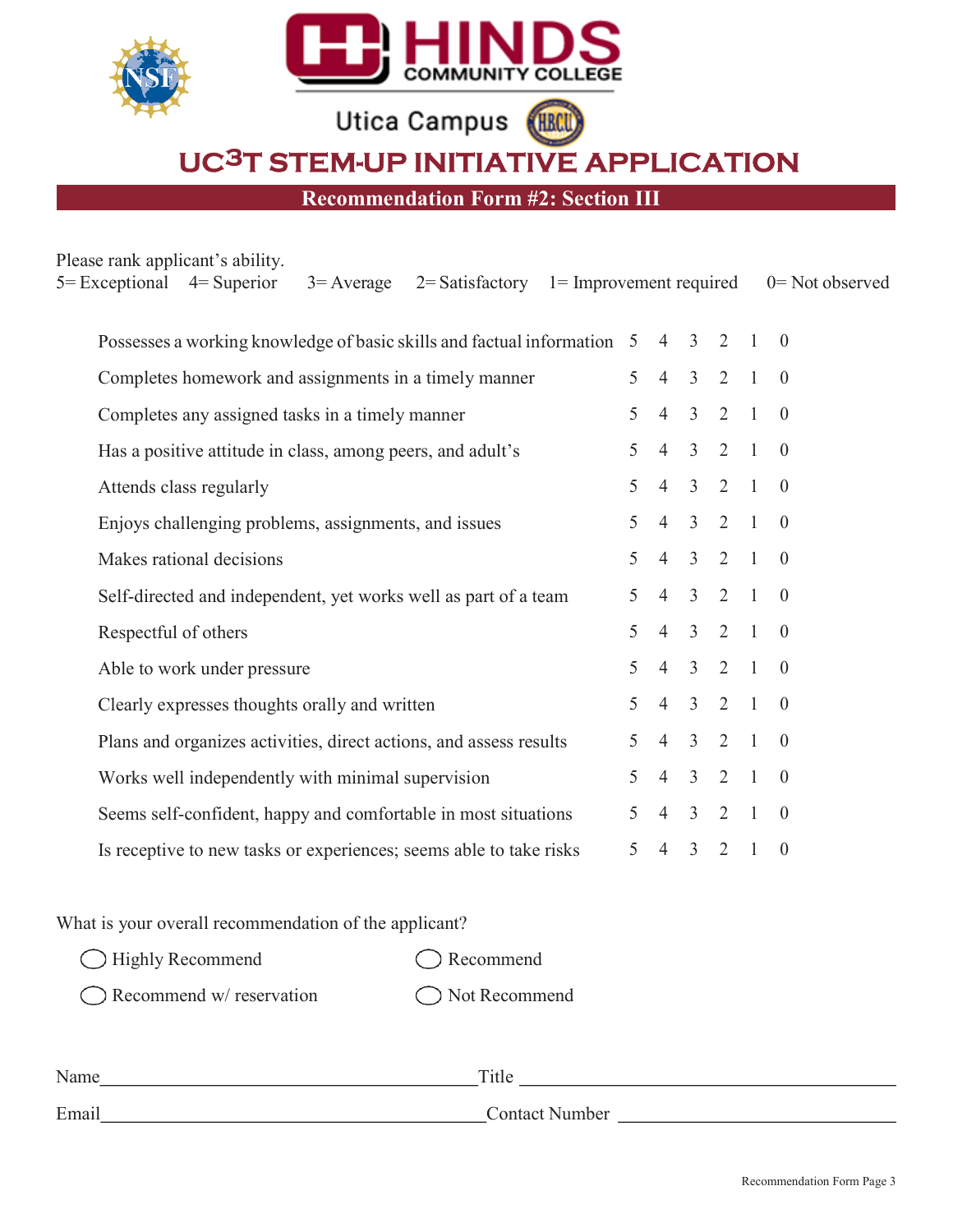Hinds Community College

Utica Campus

# UC³T STEM-UP INITIATIVE APPLICATION

## Recommendation Form #2: Section III

Please rank applicant's ability.

5= Exceptional 4= Superior 3= Average 2= Satisfactory 1= Improvement required 0= Not observed

| | | | | | | |
|---|---|---|---|---|---|---|
| Possesses a working knowledge of basic skills and factual information | 5 | 4 | 3 | 2 | 1 | 0 |
| Completes homework and assignments in a timely manner | 5 | 4 | 3 | 2 | 1 | 0 |
| Completes any assigned tasks in a timely manner | 5 | 4 | 3 | 2 | 1 | 0 |
| Has a positive attitude in class, among peers, and adult's | 5 | 4 | 3 | 2 | 1 | 0 |
| Attends class regularly | 5 | 4 | 3 | 2 | 1 | 0 |
| Enjoys challenging problems, assignments, and issues | 5 | 4 | 3 | 2 | 1 | 0 |
| Makes rational decisions | 5 | 4 | 3 | 2 | 1 | 0 |
| Self-directed and independent, yet works well as part of a team | 5 | 4 | 3 | 2 | 1 | 0 |
| Respectful of others | 5 | 4 | 3 | 2 | 1 | 0 |
| Able to work under pressure | 5 | 4 | 3 | 2 | 1 | 0 |
| Clearly expresses thoughts orally and written | 5 | 4 | 3 | 2 | 1 | 0 |
| Plans and organizes activities, direct actions, and assess results | 5 | 4 | 3 | 2 | 1 | 0 |
| Works well independently with minimal supervision | 5 | 4 | 3 | 2 | 1 | 0 |
| Seems self-confident, happy and comfortable in most situations | 5 | 4 | 3 | 2 | 1 | 0 |
| Is receptive to new tasks or experiences; seems able to take risks | 5 | 4 | 3 | 2 | 1 | 0 |

What is your overall recommendation of the applicant?

- ◯ Highly Recommend
- ◯ Recommend
- ◯ Recommend w/ reservation
- ◯ Not Recommend

Name\_\_\_\_\_\_\_\_\_\_\_\_\_\_\_\_\_\_\_\_\_\_\_\_\_\_\_\_\_\_\_\_\_\_\_\_ Title \_\_\_\_\_\_\_\_\_\_\_\_\_\_\_\_\_\_\_\_\_\_\_\_\_\_\_\_\_\_\_\_\_\_\_\_

Email\_\_\_\_\_\_\_\_\_\_\_\_\_\_\_\_\_\_\_\_\_\_\_\_\_\_\_\_\_\_\_\_\_\_\_\_ Contact Number \_\_\_\_\_\_\_\_\_\_\_\_\_\_\_\_\_\_\_\_\_\_\_\_\_\_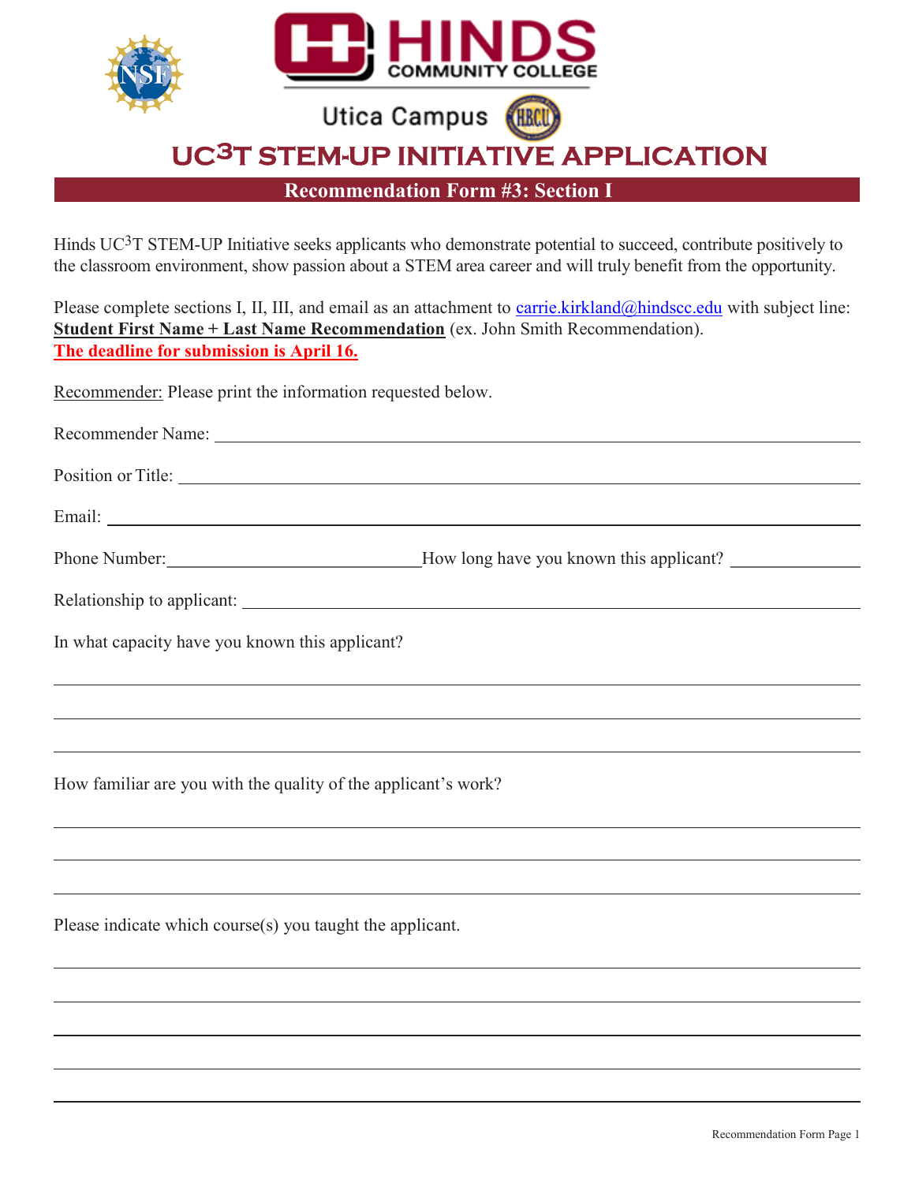Hinds Community College

Utica Campus

# UC3T STEM-UP INITIATIVE APPLICATION

## Recommendation Form #3: Section I

Hinds UC3T STEM-UP Initiative seeks applicants who demonstrate potential to succeed, contribute positively to the classroom environment, show passion about a STEM area career and will truly benefit from the opportunity.

Please complete sections I, II, III, and email as an attachment to carrie.kirkland@hindscc.edu with subject line: **Student First Name + Last Name Recommendation** (ex. John Smith Recommendation).
**The deadline for submission is April 16.**

Recommender: Please print the information requested below.

Recommender Name: ______________________________________________

Position or Title: ______________________________________________

Email: ______________________________________________

Phone Number: ______________________ How long have you known this applicant? ____________

Relationship to applicant: ______________________________________________

In what capacity have you known this applicant?

______________________________________________

______________________________________________

______________________________________________

How familiar are you with the quality of the applicant's work?

______________________________________________

______________________________________________

______________________________________________

Please indicate which course(s) you taught the applicant.

______________________________________________

______________________________________________

______________________________________________

______________________________________________

______________________________________________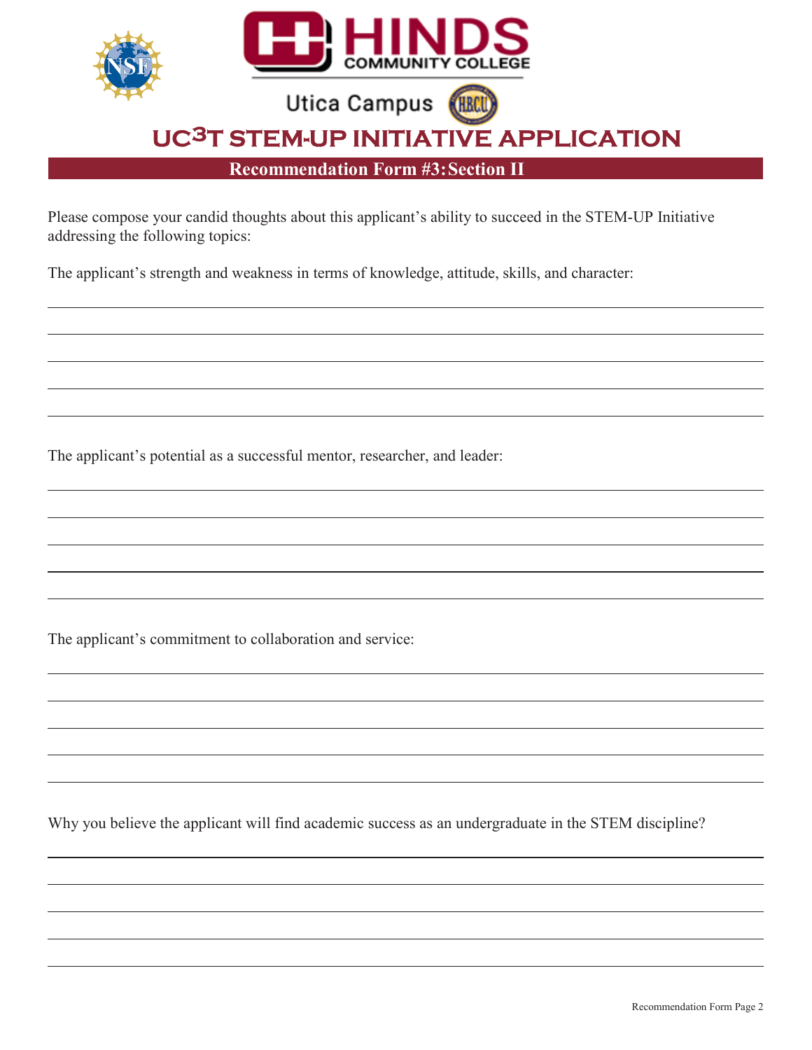Hinds Community College

Utica Campus

# UC³T STEM-UP INITIATIVE APPLICATION

## Recommendation Form #3: Section II

Please compose your candid thoughts about this applicant's ability to succeed in the STEM-UP Initiative addressing the following topics:

The applicant's strength and weakness in terms of knowledge, attitude, skills, and character:

_______________________________________________

_______________________________________________

_______________________________________________

_______________________________________________

_______________________________________________

The applicant's potential as a successful mentor, researcher, and leader:

_______________________________________________

_______________________________________________

_______________________________________________

_______________________________________________

_______________________________________________

The applicant's commitment to collaboration and service:

_______________________________________________

_______________________________________________

_______________________________________________

_______________________________________________

_______________________________________________

Why you believe the applicant will find academic success as an undergraduate in the STEM discipline?

_______________________________________________

_______________________________________________

_______________________________________________

_______________________________________________

_______________________________________________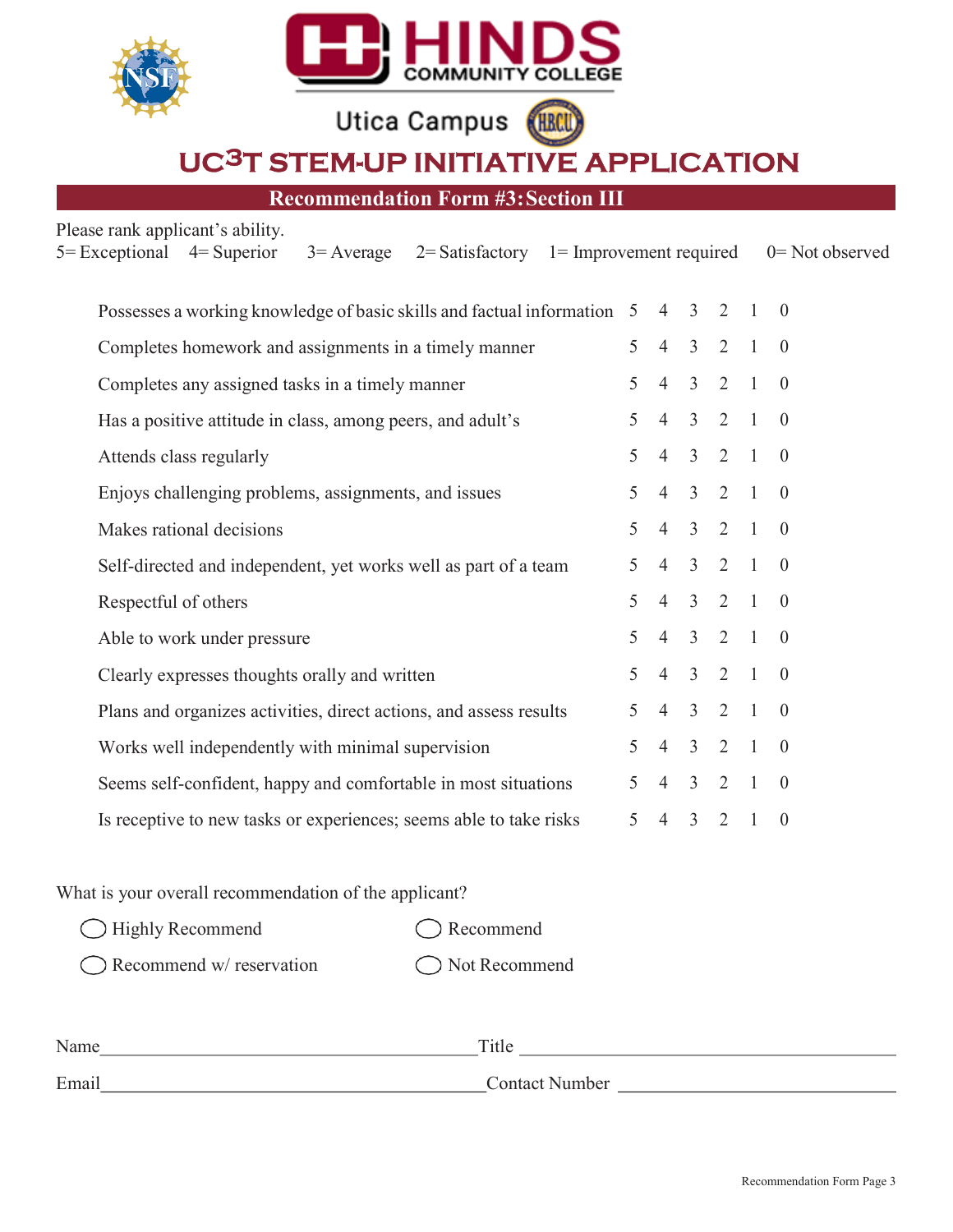HINDS COMMUNITY COLLEGE

Utica Campus

# UC³T STEM-UP INITIATIVE APPLICATION

## Recommendation Form #3: Section III

Please rank applicant's ability.
5= Exceptional 4= Superior 3= Average 2= Satisfactory 1= Improvement required 0= Not observed

| | | | | | | |
|---|---|---|---|---|---|---|
| Possesses a working knowledge of basic skills and factual information | 5 | 4 | 3 | 2 | 1 | 0 |
| Completes homework and assignments in a timely manner | 5 | 4 | 3 | 2 | 1 | 0 |
| Completes any assigned tasks in a timely manner | 5 | 4 | 3 | 2 | 1 | 0 |
| Has a positive attitude in class, among peers, and adult's | 5 | 4 | 3 | 2 | 1 | 0 |
| Attends class regularly | 5 | 4 | 3 | 2 | 1 | 0 |
| Enjoys challenging problems, assignments, and issues | 5 | 4 | 3 | 2 | 1 | 0 |
| Makes rational decisions | 5 | 4 | 3 | 2 | 1 | 0 |
| Self-directed and independent, yet works well as part of a team | 5 | 4 | 3 | 2 | 1 | 0 |
| Respectful of others | 5 | 4 | 3 | 2 | 1 | 0 |
| Able to work under pressure | 5 | 4 | 3 | 2 | 1 | 0 |
| Clearly expresses thoughts orally and written | 5 | 4 | 3 | 2 | 1 | 0 |
| Plans and organizes activities, direct actions, and assess results | 5 | 4 | 3 | 2 | 1 | 0 |
| Works well independently with minimal supervision | 5 | 4 | 3 | 2 | 1 | 0 |
| Seems self-confident, happy and comfortable in most situations | 5 | 4 | 3 | 2 | 1 | 0 |
| Is receptive to new tasks or experiences; seems able to take risks | 5 | 4 | 3 | 2 | 1 | 0 |

What is your overall recommendation of the applicant?

◯ Highly Recommend ◯ Recommend

◯ Recommend w/ reservation ◯ Not Recommend

Name\_\_\_\_\_\_\_\_\_\_\_\_\_\_\_\_\_\_\_\_\_\_\_\_\_\_\_\_\_\_\_\_ Title \_\_\_\_\_\_\_\_\_\_\_\_\_\_\_\_\_\_\_\_\_\_\_\_\_\_\_\_\_\_\_\_

Email\_\_\_\_\_\_\_\_\_\_\_\_\_\_\_\_\_\_\_\_\_\_\_\_\_\_\_\_\_\_\_\_ Contact Number \_\_\_\_\_\_\_\_\_\_\_\_\_\_\_\_\_\_\_\_\_\_\_\_

Recommendation Form Page 3